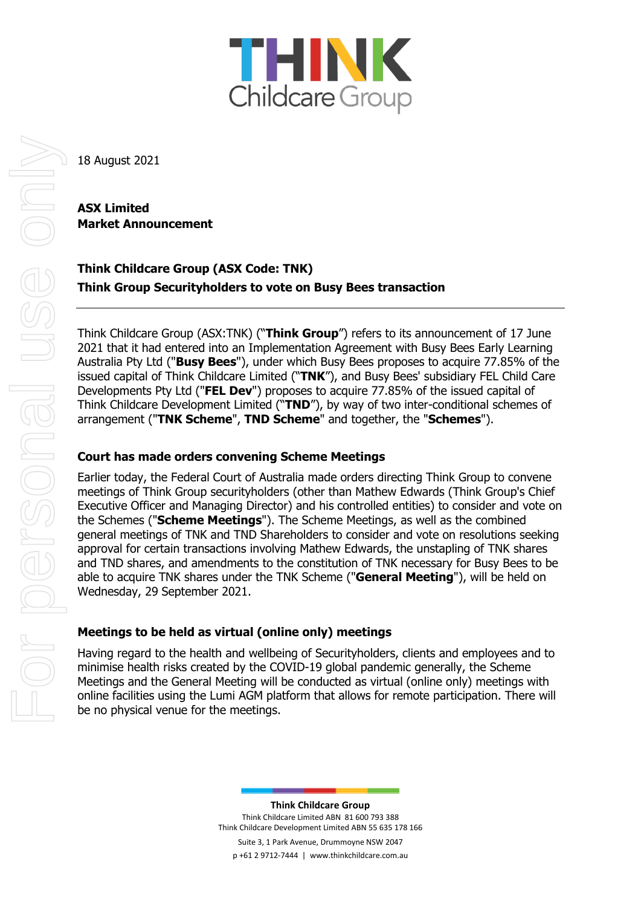18 August 2021

**ASX Limited**
**Market Announcement**

**Think Childcare Group (ASX Code: TNK)**
**Think Group Securityholders to vote on Busy Bees transaction**

---

Think Childcare Group (ASX:TNK) ("**Think Group**") refers to its announcement of 17 June 2021 that it had entered into an Implementation Agreement with Busy Bees Early Learning Australia Pty Ltd ("**Busy Bees**"), under which Busy Bees proposes to acquire 77.85% of the issued capital of Think Childcare Limited ("**TNK**"), and Busy Bees' subsidiary FEL Child Care Developments Pty Ltd ("**FEL Dev**") proposes to acquire 77.85% of the issued capital of Think Childcare Development Limited ("**TND**"), by way of two inter-conditional schemes of arrangement ("**TNK Scheme**", **TND Scheme**" and together, the "**Schemes**").

## Court has made orders convening Scheme Meetings

Earlier today, the Federal Court of Australia made orders directing Think Group to convene meetings of Think Group securityholders (other than Mathew Edwards (Think Group's Chief Executive Officer and Managing Director) and his controlled entities) to consider and vote on the Schemes ("**Scheme Meetings**"). The Scheme Meetings, as well as the combined general meetings of TNK and TND Shareholders to consider and vote on resolutions seeking approval for certain transactions involving Mathew Edwards, the unstapling of TNK shares and TND shares, and amendments to the constitution of TNK necessary for Busy Bees to be able to acquire TNK shares under the TNK Scheme ("**General Meeting**"), will be held on Wednesday, 29 September 2021.

## Meetings to be held as virtual (online only) meetings

Having regard to the health and wellbeing of Securityholders, clients and employees and to minimise health risks created by the COVID-19 global pandemic generally, the Scheme Meetings and the General Meeting will be conducted as virtual (online only) meetings with online facilities using the Lumi AGM platform that allows for remote participation. There will be no physical venue for the meetings.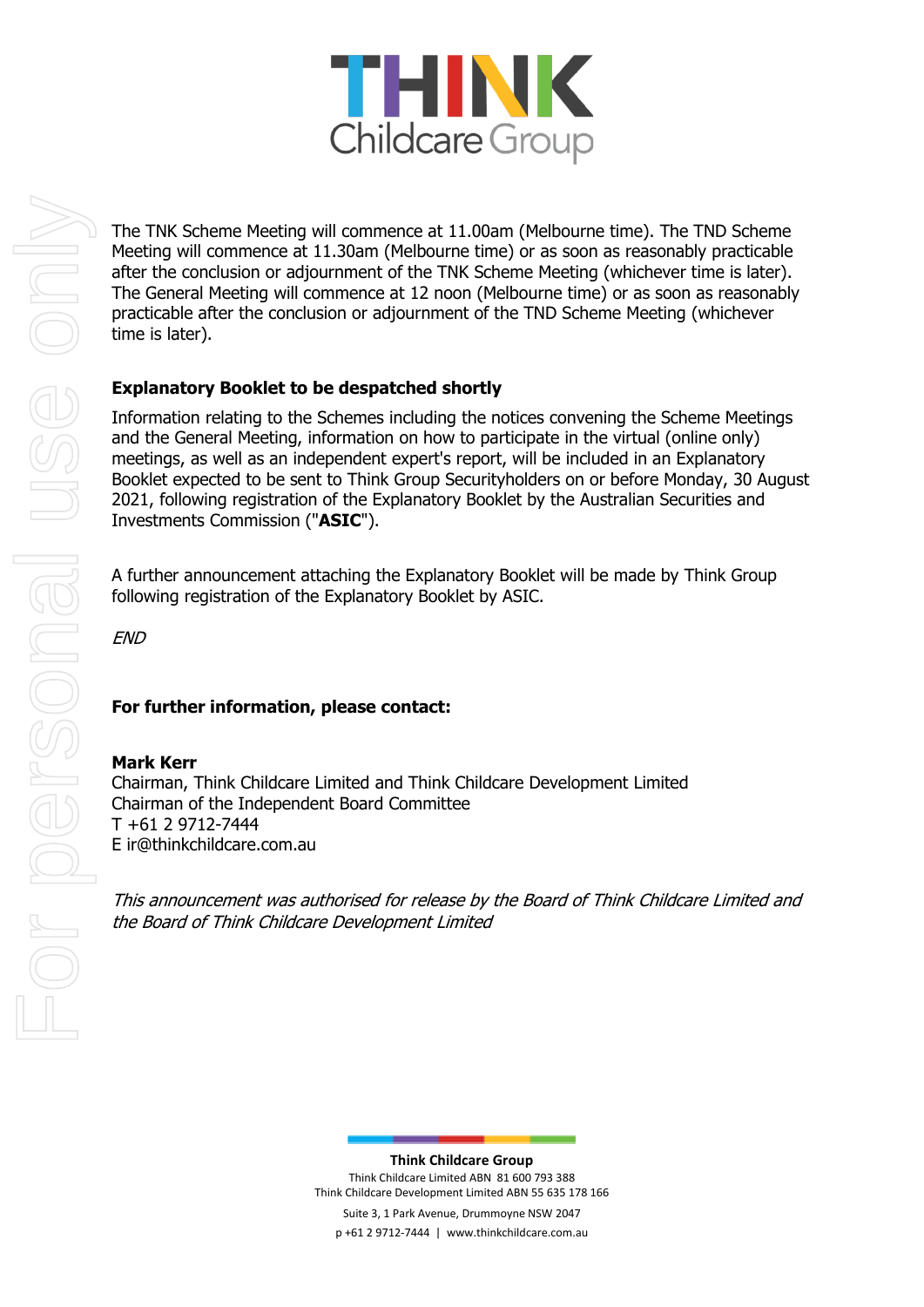The TNK Scheme Meeting will commence at 11.00am (Melbourne time). The TND Scheme Meeting will commence at 11.30am (Melbourne time) or as soon as reasonably practicable after the conclusion or adjournment of the TNK Scheme Meeting (whichever time is later). The General Meeting will commence at 12 noon (Melbourne time) or as soon as reasonably practicable after the conclusion or adjournment of the TND Scheme Meeting (whichever time is later).

**Explanatory Booklet to be despatched shortly**

Information relating to the Schemes including the notices convening the Scheme Meetings and the General Meeting, information on how to participate in the virtual (online only) meetings, as well as an independent expert's report, will be included in an Explanatory Booklet expected to be sent to Think Group Securityholders on or before Monday, 30 August 2021, following registration of the Explanatory Booklet by the Australian Securities and Investments Commission ("**ASIC**").

A further announcement attaching the Explanatory Booklet will be made by Think Group following registration of the Explanatory Booklet by ASIC.

*END*

**For further information, please contact:**

**Mark Kerr**
Chairman, Think Childcare Limited and Think Childcare Development Limited
Chairman of the Independent Board Committee
T +61 2 9712-7444
E ir@thinkchildcare.com.au

*This announcement was authorised for release by the Board of Think Childcare Limited and the Board of Think Childcare Development Limited*

**Think Childcare Group**
Think Childcare Limited ABN 81 600 793 388
Think Childcare Development Limited ABN 55 635 178 166
Suite 3, 1 Park Avenue, Drummoyne NSW 2047
p +61 2 9712-7444 | www.thinkchildcare.com.au